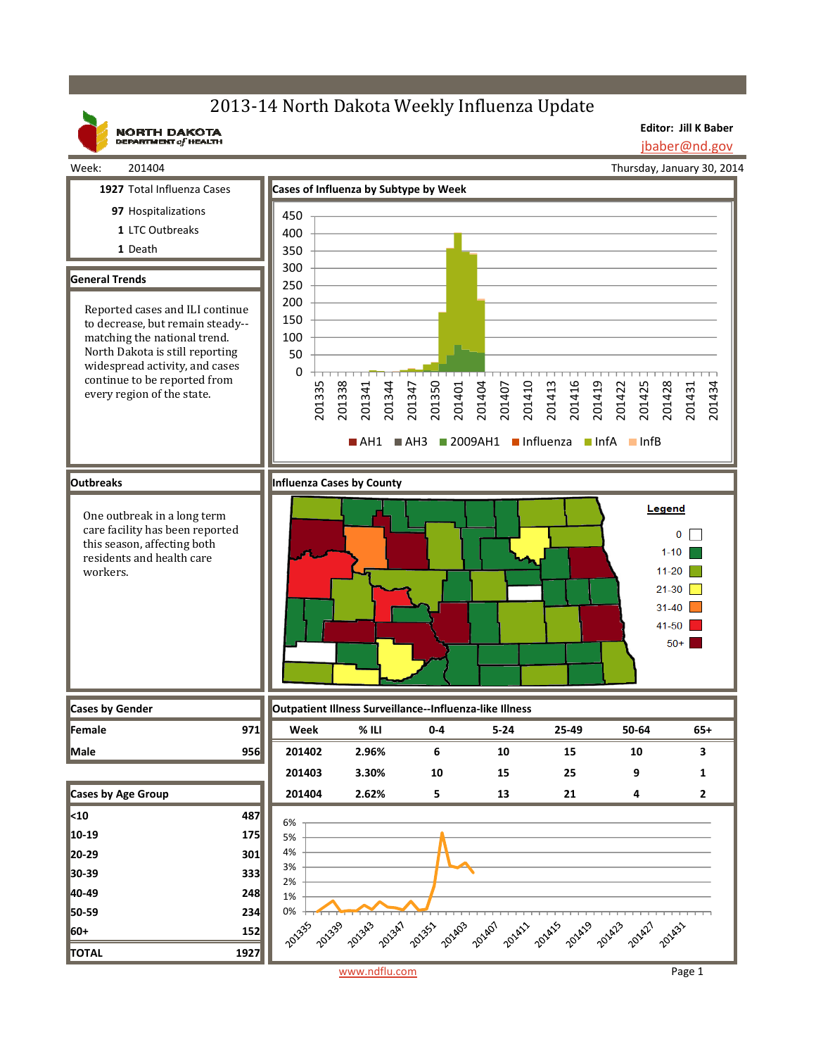# 2013-14 North Dakota Weekly Influenza Update

NORTH DAKOTA DEPARTMENT of HEALTH

**Editor: Jill K Baber**
jbaber@nd.gov

Week: 201404 — Thursday, January 30, 2014

**1927** Total Influenza Cases
**97** Hospitalizations
**1** LTC Outbreaks
**1** Death

## Cases of Influenza by Subtype by Week

Legend: AH1, AH3, 2009AH1, Influenza, InfA, InfB

## General Trends

Reported cases and ILI continue to decrease, but remain steady--matching the national trend. North Dakota is still reporting widespread activity, and cases continue to be reported from every region of the state.

## Outbreaks

One outbreak in a long term care facility has been reported this season, affecting both residents and health care workers.

## Influenza Cases by County

Legend: 0; 1-10; 11-20; 21-30; 31-40; 41-50; 50+

## Cases by Gender

| | |
|---|---|
| **Female** | 971 |
| **Male** | 956 |

## Cases by Age Group

| | |
|---|---|
| **<10** | 487 |
| **10-19** | 175 |
| **20-29** | 301 |
| **30-39** | 333 |
| **40-49** | 248 |
| **50-59** | 234 |
| **60+** | 152 |
| **TOTAL** | 1927 |

## Outpatient Illness Surveillance--Influenza-like Illness

| Week | % ILI | 0-4 | 5-24 | 25-49 | 50-64 | 65+ |
|---|---|---|---|---|---|---|
| 201402 | 2.96% | 6 | 10 | 15 | 10 | 3 |
| 201403 | 3.30% | 10 | 15 | 25 | 9 | 1 |
| 201404 | 2.62% | 5 | 13 | 21 | 4 | 2 |

www.ndflu.com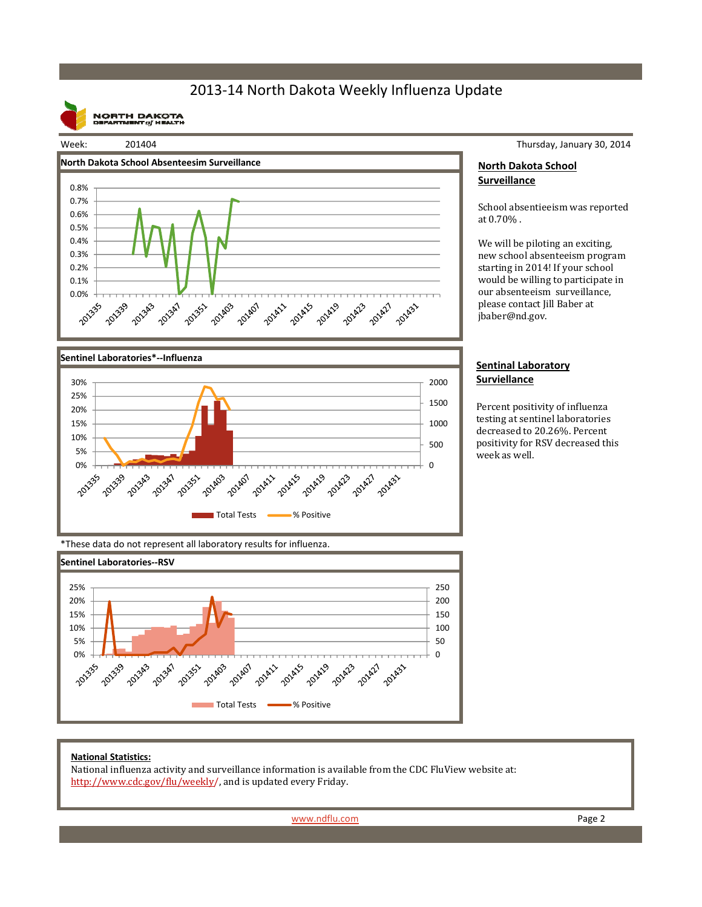# 2013-14 North Dakota Weekly Influenza Update

NORTH DAKOTA DEPARTMENT of HEALTH

Week: 201404

Thursday, January 30, 2014

## North Dakota School Absenteesim Surveillance

0.8%
0.7%
0.6%
0.5%
0.4%
0.3%
0.2%
0.1%
0.0%

201335 201339 201343 201347 201351 201403 201407 201411 201415 201419 201423 201427 201431

## North Dakota School Surveillance

School absentieeism was reported at 0.70% .

We will be piloting an exciting, new school absenteeism program starting in 2014! If your school would be willing to participate in our absenteeism surveillance, please contact Jill Baber at jbaber@nd.gov.

## Sentinel Laboratories*--Influenza

30%
25%
20%
15%
10%
5%
0%

2000
1500
1000
500
0

201335 201339 201343 201347 201351 201403 201407 201411 201415 201419 201423 201427 201431

Total Tests
% Positive

*These data do not represent all laboratory results for influenza.

## Sentinal Laboratory Surviellance

Percent positivity of influenza testing at sentinel laboratories decreased to 20.26%. Percent positivity for RSV decreased this week as well.

## Sentinel Laboratories--RSV

25%
20%
15%
10%
5%
0%

250
200
150
100
50
0

201335 201339 201343 201347 201351 201403 201407 201411 201415 201419 201423 201427 201431

Total Tests
% Positive

**National Statistics:**

National influenza activity and surveillance information is available from the CDC FluView website at: http://www.cdc.gov/flu/weekly/, and is updated every Friday.

www.ndflu.com